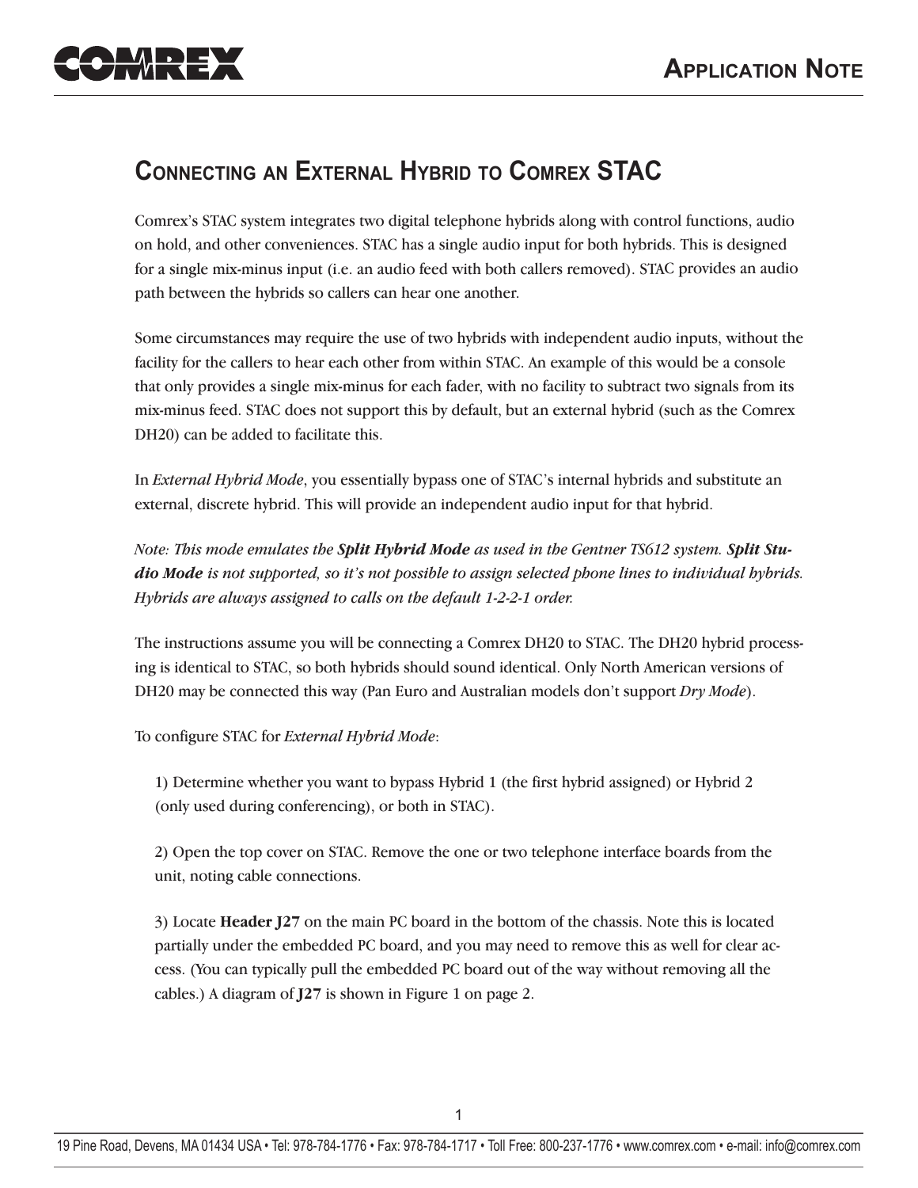# Connecting an External Hybrid to Comrex STAC

Comrex's STAC system integrates two digital telephone hybrids along with control functions, audio on hold, and other conveniences. STAC has a single audio input for both hybrids. This is designed for a single mix-minus input (i.e. an audio feed with both callers removed). STAC provides an audio path between the hybrids so callers can hear one another.

Some circumstances may require the use of two hybrids with independent audio inputs, without the facility for the callers to hear each other from within STAC. An example of this would be a console that only provides a single mix-minus for each fader, with no facility to subtract two signals from its mix-minus feed. STAC does not support this by default, but an external hybrid (such as the Comrex DH20) can be added to facilitate this.

In *External Hybrid Mode*, you essentially bypass one of STAC's internal hybrids and substitute an external, discrete hybrid. This will provide an independent audio input for that hybrid.

*Note: This mode emulates the **Split Hybrid Mode** as used in the Gentner TS612 system. **Split Studio Mode** is not supported, so it's not possible to assign selected phone lines to individual hybrids. Hybrids are always assigned to calls on the default 1-2-2-1 order.*

The instructions assume you will be connecting a Comrex DH20 to STAC. The DH20 hybrid processing is identical to STAC, so both hybrids should sound identical. Only North American versions of DH20 may be connected this way (Pan Euro and Australian models don't support *Dry Mode*).

To configure STAC for *External Hybrid Mode*:

1) Determine whether you want to bypass Hybrid 1 (the first hybrid assigned) or Hybrid 2 (only used during conferencing), or both in STAC).

2) Open the top cover on STAC. Remove the one or two telephone interface boards from the unit, noting cable connections.

3) Locate **Header J27** on the main PC board in the bottom of the chassis. Note this is located partially under the embedded PC board, and you may need to remove this as well for clear access. (You can typically pull the embedded PC board out of the way without removing all the cables.) A diagram of **J27** is shown in Figure 1 on page 2.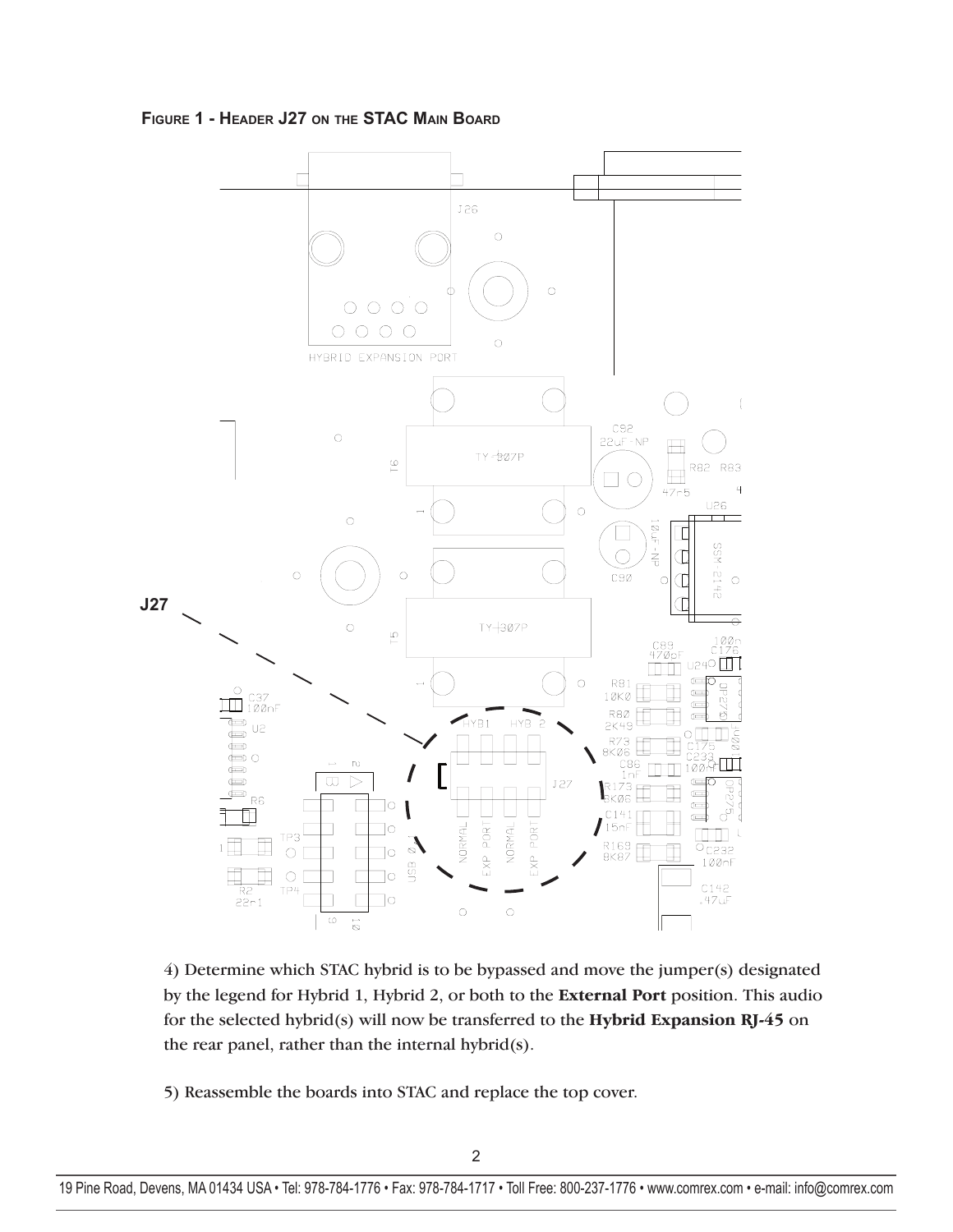**Figure 1 - Header J27 on the STAC Main Board**

4) Determine which STAC hybrid is to be bypassed and move the jumper(s) designated by the legend for Hybrid 1, Hybrid 2, or both to the **External Port** position. This audio for the selected hybrid(s) will now be transferred to the **Hybrid Expansion RJ-45** on the rear panel, rather than the internal hybrid(s).

5) Reassemble the boards into STAC and replace the top cover.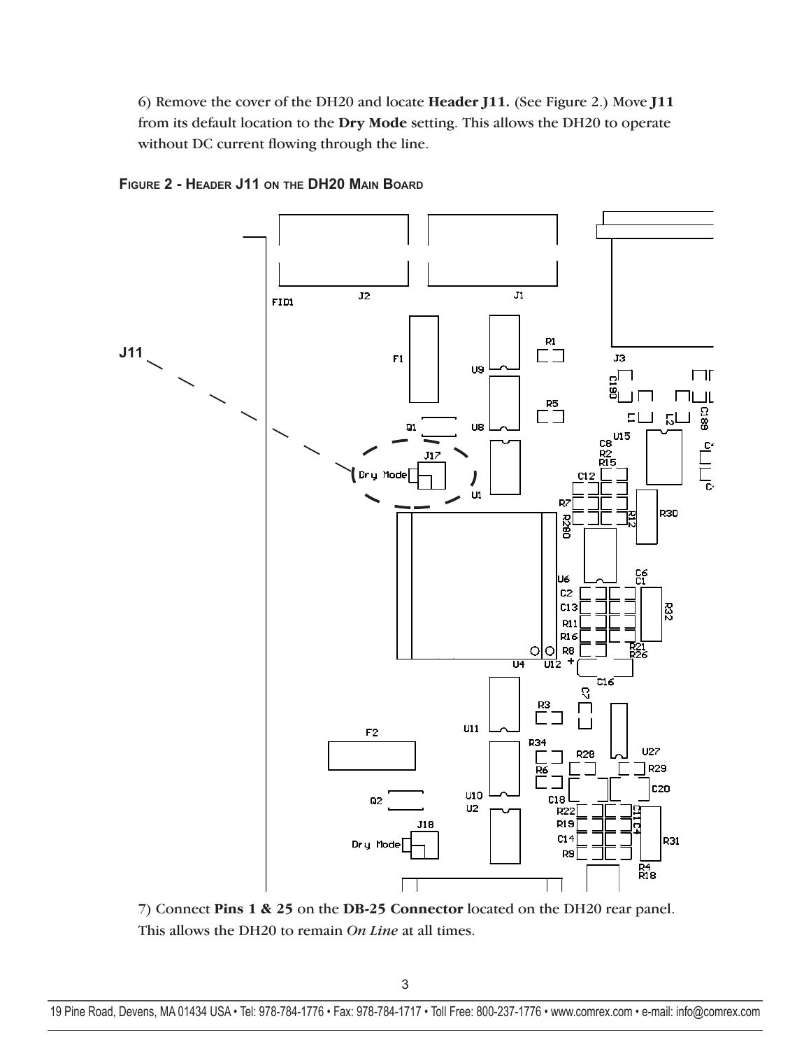6) Remove the cover of the DH20 and locate **Header J11.** (See Figure 2.) Move **J11** from its default location to the **Dry Mode** setting. This allows the DH20 to operate without DC current flowing through the line.

**Figure 2 - Header J11 on the DH20 Main Board**

7) Connect **Pins 1 & 25** on the **DB-25 Connector** located on the DH20 rear panel. This allows the DH20 to remain *On Line* at all times.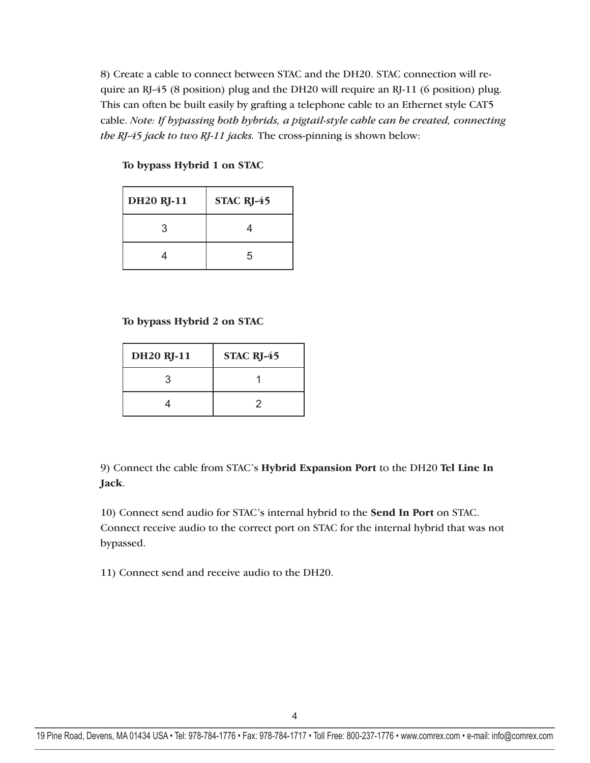8) Create a cable to connect between STAC and the DH20. STAC connection will require an RJ-45 (8 position) plug and the DH20 will require an RJ-11 (6 position) plug. This can often be built easily by grafting a telephone cable to an Ethernet style CAT5 cable. *Note: If bypassing both hybrids, a pigtail-style cable can be created, connecting the RJ-45 jack to two RJ-11 jacks.* The cross-pinning is shown below:

**To bypass Hybrid 1 on STAC**

| DH20 RJ-11 | STAC RJ-45 |
| --- | --- |
| 3 | 4 |
| 4 | 5 |

**To bypass Hybrid 2 on STAC**

| DH20 RJ-11 | STAC RJ-45 |
| --- | --- |
| 3 | 1 |
| 4 | 2 |

9) Connect the cable from STAC's **Hybrid Expansion Port** to the DH20 **Tel Line In Jack**.

10) Connect send audio for STAC's internal hybrid to the **Send In Port** on STAC. Connect receive audio to the correct port on STAC for the internal hybrid that was not bypassed.

11) Connect send and receive audio to the DH20.